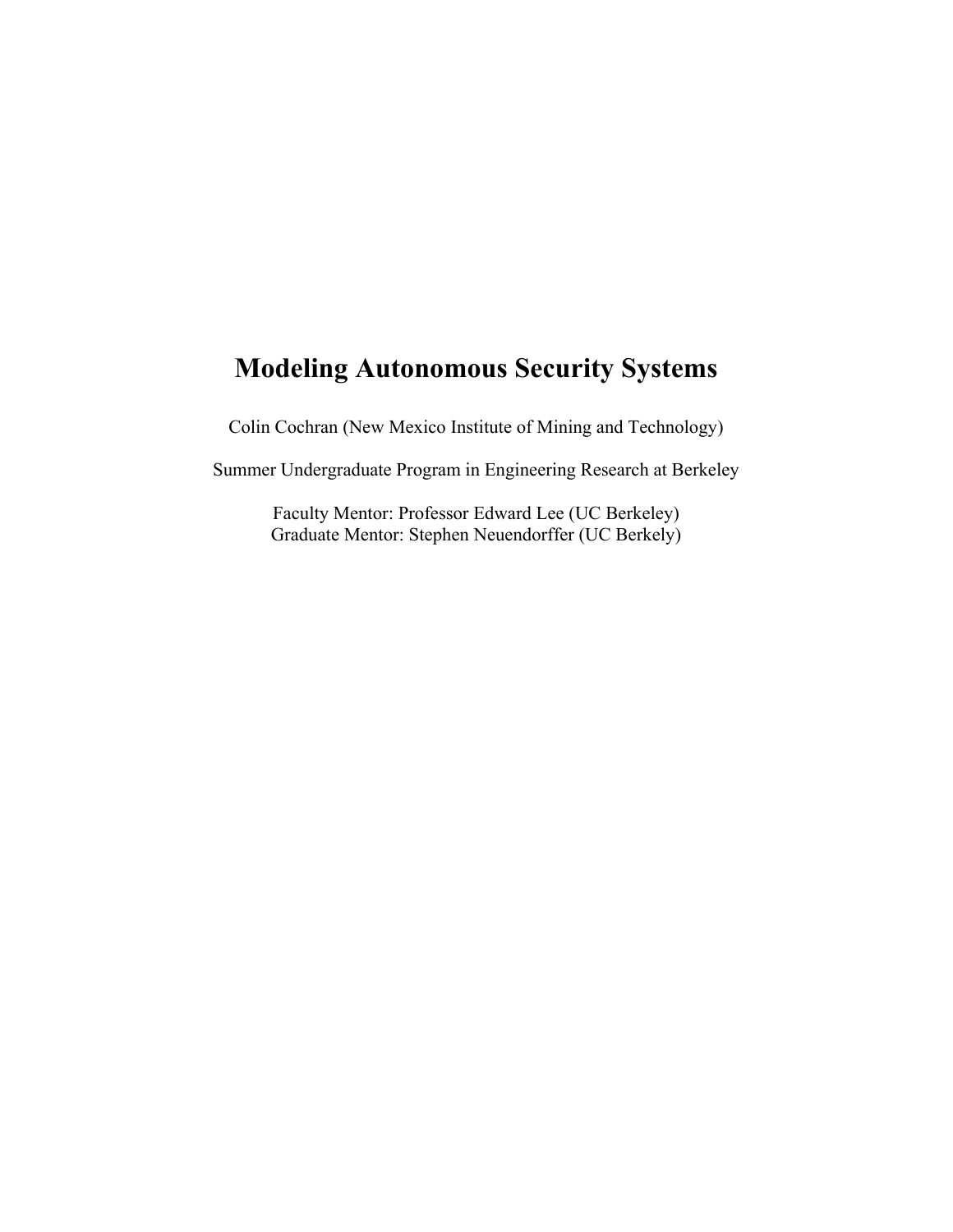# Modeling Autonomous Security Systems

Colin Cochran (New Mexico Institute of Mining and Technology)

Summer Undergraduate Program in Engineering Research at Berkeley

Faculty Mentor: Professor Edward Lee (UC Berkeley)
Graduate Mentor: Stephen Neuendorffer (UC Berkely)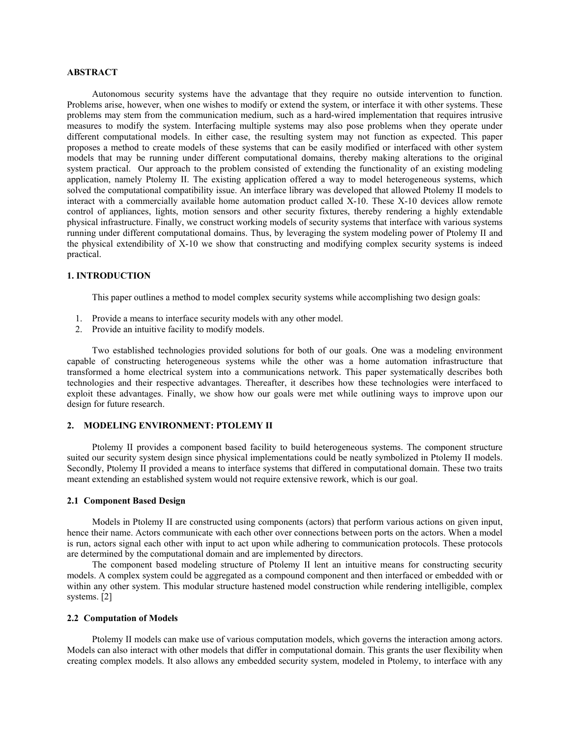## ABSTRACT

Autonomous security systems have the advantage that they require no outside intervention to function. Problems arise, however, when one wishes to modify or extend the system, or interface it with other systems. These problems may stem from the communication medium, such as a hard-wired implementation that requires intrusive measures to modify the system. Interfacing multiple systems may also pose problems when they operate under different computational models. In either case, the resulting system may not function as expected. This paper proposes a method to create models of these systems that can be easily modified or interfaced with other system models that may be running under different computational domains, thereby making alterations to the original system practical. Our approach to the problem consisted of extending the functionality of an existing modeling application, namely Ptolemy II. The existing application offered a way to model heterogeneous systems, which solved the computational compatibility issue. An interface library was developed that allowed Ptolemy II models to interact with a commercially available home automation product called X-10. These X-10 devices allow remote control of appliances, lights, motion sensors and other security fixtures, thereby rendering a highly extendable physical infrastructure. Finally, we construct working models of security systems that interface with various systems running under different computational domains. Thus, by leveraging the system modeling power of Ptolemy II and the physical extendibility of X-10 we show that constructing and modifying complex security systems is indeed practical.

## 1. INTRODUCTION

This paper outlines a method to model complex security systems while accomplishing two design goals:

1. Provide a means to interface security models with any other model.
2. Provide an intuitive facility to modify models.

Two established technologies provided solutions for both of our goals. One was a modeling environment capable of constructing heterogeneous systems while the other was a home automation infrastructure that transformed a home electrical system into a communications network. This paper systematically describes both technologies and their respective advantages. Thereafter, it describes how these technologies were interfaced to exploit these advantages. Finally, we show how our goals were met while outlining ways to improve upon our design for future research.

## 2. MODELING ENVIRONMENT: PTOLEMY II

Ptolemy II provides a component based facility to build heterogeneous systems. The component structure suited our security system design since physical implementations could be neatly symbolized in Ptolemy II models. Secondly, Ptolemy II provided a means to interface systems that differed in computational domain. These two traits meant extending an established system would not require extensive rework, which is our goal.

### 2.1 Component Based Design

Models in Ptolemy II are constructed using components (actors) that perform various actions on given input, hence their name. Actors communicate with each other over connections between ports on the actors. When a model is run, actors signal each other with input to act upon while adhering to communication protocols. These protocols are determined by the computational domain and are implemented by directors.

The component based modeling structure of Ptolemy II lent an intuitive means for constructing security models. A complex system could be aggregated as a compound component and then interfaced or embedded with or within any other system. This modular structure hastened model construction while rendering intelligible, complex systems. [2]

### 2.2 Computation of Models

Ptolemy II models can make use of various computation models, which governs the interaction among actors. Models can also interact with other models that differ in computational domain. This grants the user flexibility when creating complex models. It also allows any embedded security system, modeled in Ptolemy, to interface with any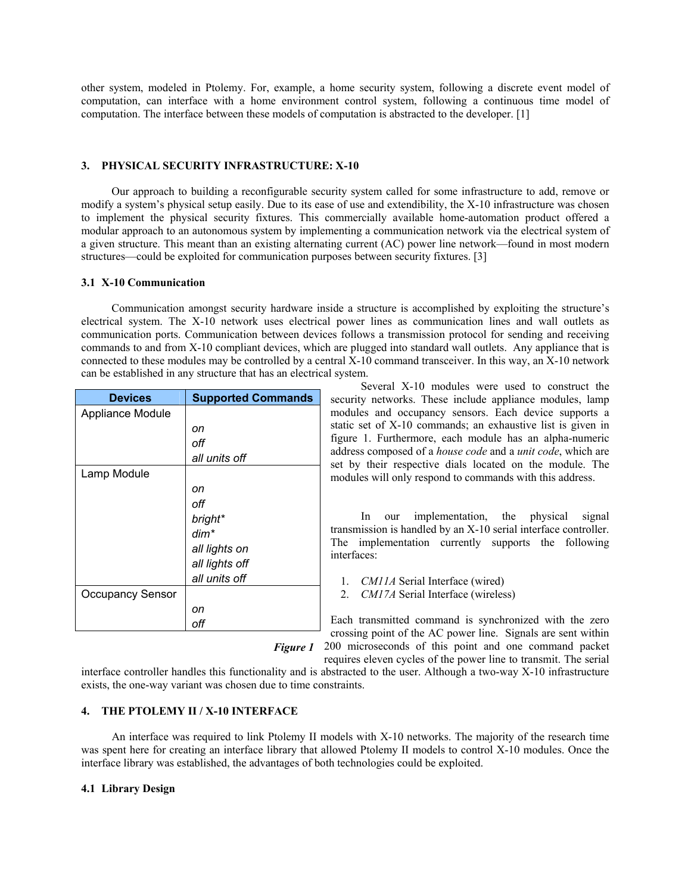other system, modeled in Ptolemy. For, example, a home security system, following a discrete event model of computation, can interface with a home environment control system, following a continuous time model of computation. The interface between these models of computation is abstracted to the developer. [1]

## 3. PHYSICAL SECURITY INFRASTRUCTURE: X-10

Our approach to building a reconfigurable security system called for some infrastructure to add, remove or modify a system's physical setup easily. Due to its ease of use and extendibility, the X-10 infrastructure was chosen to implement the physical security fixtures. This commercially available home-automation product offered a modular approach to an autonomous system by implementing a communication network via the electrical system of a given structure. This meant than an existing alternating current (AC) power line network—found in most modern structures—could be exploited for communication purposes between security fixtures. [3]

### 3.1 X-10 Communication

Communication amongst security hardware inside a structure is accomplished by exploiting the structure's electrical system. The X-10 network uses electrical power lines as communication lines and wall outlets as communication ports. Communication between devices follows a transmission protocol for sending and receiving commands to and from X-10 compliant devices, which are plugged into standard wall outlets. Any appliance that is connected to these modules may be controlled by a central X-10 command transceiver. In this way, an X-10 network can be established in any structure that has an electrical system.

| Devices | Supported Commands |
|---|---|
| Appliance Module | *on*<br>*off*<br>*all units off* |
| Lamp Module | *on*<br>*off*<br>*bright**<br>*dim**<br>*all lights on*<br>*all lights off*<br>*all units off* |
| Occupancy Sensor | *on*<br>*off* |

***Figure 1***

Several X-10 modules were used to construct the security networks. These include appliance modules, lamp modules and occupancy sensors. Each device supports a static set of X-10 commands; an exhaustive list is given in figure 1. Furthermore, each module has an alpha-numeric address composed of a *house code* and a *unit code*, which are set by their respective dials located on the module. The modules will only respond to commands with this address.

In our implementation, the physical signal transmission is handled by an X-10 serial interface controller. The implementation currently supports the following interfaces:

1. *CM11A* Serial Interface (wired)
2. *CM17A* Serial Interface (wireless)

Each transmitted command is synchronized with the zero crossing point of the AC power line. Signals are sent within 200 microseconds of this point and one command packet requires eleven cycles of the power line to transmit. The serial interface controller handles this functionality and is abstracted to the user. Although a two-way X-10 infrastructure exists, the one-way variant was chosen due to time constraints.

## 4. THE PTOLEMY II / X-10 INTERFACE

An interface was required to link Ptolemy II models with X-10 networks. The majority of the research time was spent here for creating an interface library that allowed Ptolemy II models to control X-10 modules. Once the interface library was established, the advantages of both technologies could be exploited.

### 4.1 Library Design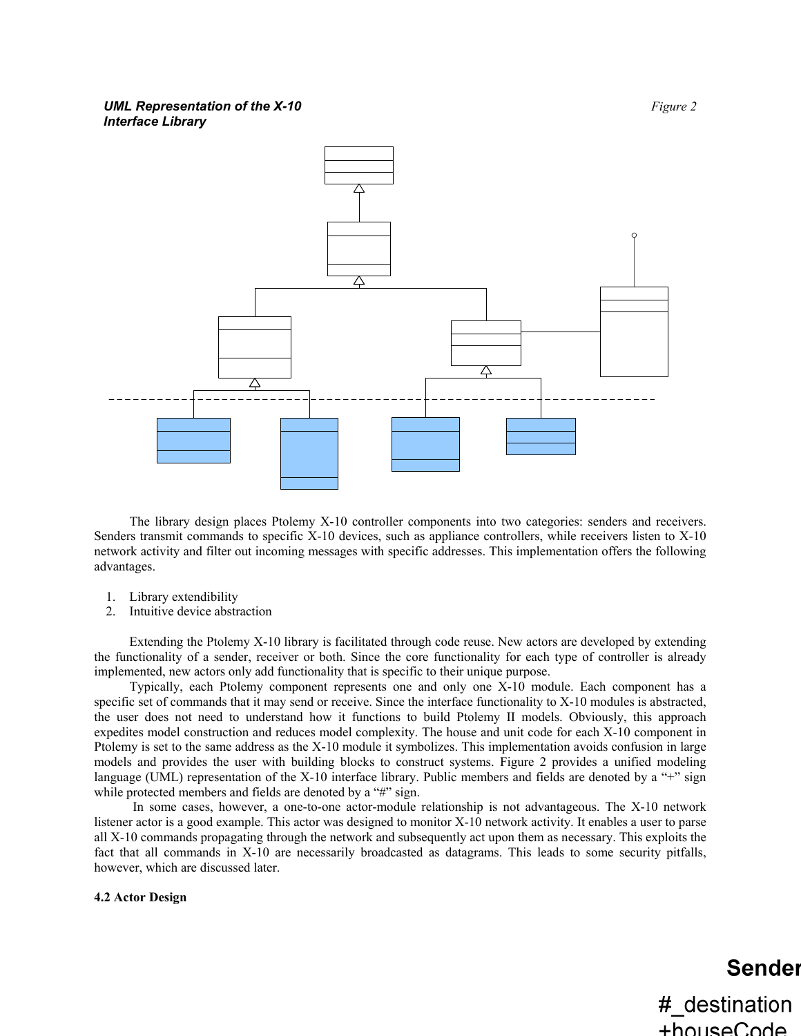***UML Representation of the X-10 Interface Library*** *Figure 2*

The library design places Ptolemy X-10 controller components into two categories: senders and receivers. Senders transmit commands to specific X-10 devices, such as appliance controllers, while receivers listen to X-10 network activity and filter out incoming messages with specific addresses. This implementation offers the following advantages.

1. Library extendibility
2. Intuitive device abstraction

Extending the Ptolemy X-10 library is facilitated through code reuse. New actors are developed by extending the functionality of a sender, receiver or both. Since the core functionality for each type of controller is already implemented, new actors only add functionality that is specific to their unique purpose.

Typically, each Ptolemy component represents one and only one X-10 module. Each component has a specific set of commands that it may send or receive. Since the interface functionality to X-10 modules is abstracted, the user does not need to understand how it functions to build Ptolemy II models. Obviously, this approach expedites model construction and reduces model complexity. The house and unit code for each X-10 component in Ptolemy is set to the same address as the X-10 module it symbolizes. This implementation avoids confusion in large models and provides the user with building blocks to construct systems. Figure 2 provides a unified modeling language (UML) representation of the X-10 interface library. Public members and fields are denoted by a "+" sign while protected members and fields are denoted by a "#" sign.

In some cases, however, a one-to-one actor-module relationship is not advantageous. The X-10 network listener actor is a good example. This actor was designed to monitor X-10 network activity. It enables a user to parse all X-10 commands propagating through the network and subsequently act upon them as necessary. This exploits the fact that all commands in X-10 are necessarily broadcasted as datagrams. This leads to some security pitfalls, however, which are discussed later.

**4.2 Actor Design**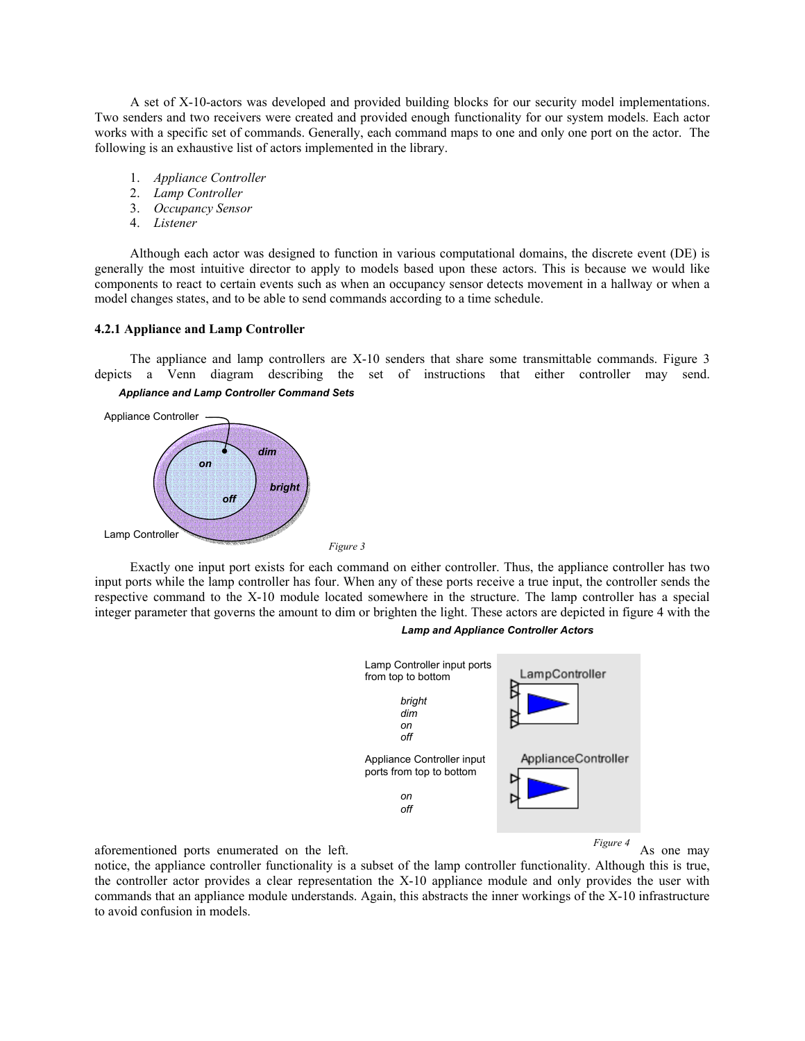A set of X-10-actors was developed and provided building blocks for our security model implementations. Two senders and two receivers were created and provided enough functionality for our system models. Each actor works with a specific set of commands. Generally, each command maps to one and only one port on the actor. The following is an exhaustive list of actors implemented in the library.

1. *Appliance Controller*
2. *Lamp Controller*
3. *Occupancy Sensor*
4. *Listener*

Although each actor was designed to function in various computational domains, the discrete event (DE) is generally the most intuitive director to apply to models based upon these actors. This is because we would like components to react to certain events such as when an occupancy sensor detects movement in a hallway or when a model changes states, and to be able to send commands according to a time schedule.

### 4.2.1 Appliance and Lamp Controller

The appliance and lamp controllers are X-10 senders that share some transmittable commands. Figure 3 depicts a Venn diagram describing the set of instructions that either controller may send.

***Appliance and Lamp Controller Command Sets***

Appliance Controller

*on*

*off*

*dim*

*bright*

Lamp Controller

*Figure 3*

Exactly one input port exists for each command on either controller. Thus, the appliance controller has two input ports while the lamp controller has four. When any of these ports receive a true input, the controller sends the respective command to the X-10 module located somewhere in the structure. The lamp controller has a special integer parameter that governs the amount to dim or brighten the light. These actors are depicted in figure 4 with the aforementioned ports enumerated on the left.

***Lamp and Appliance Controller Actors***

Lamp Controller input ports from top to bottom

*bright*
*dim*
*on*
*off*

LampController

Appliance Controller input ports from top to bottom

*on*
*off*

ApplianceController

*Figure 4*

As one may notice, the appliance controller functionality is a subset of the lamp controller functionality. Although this is true, the controller actor provides a clear representation the X-10 appliance module and only provides the user with commands that an appliance module understands. Again, this abstracts the inner workings of the X-10 infrastructure to avoid confusion in models.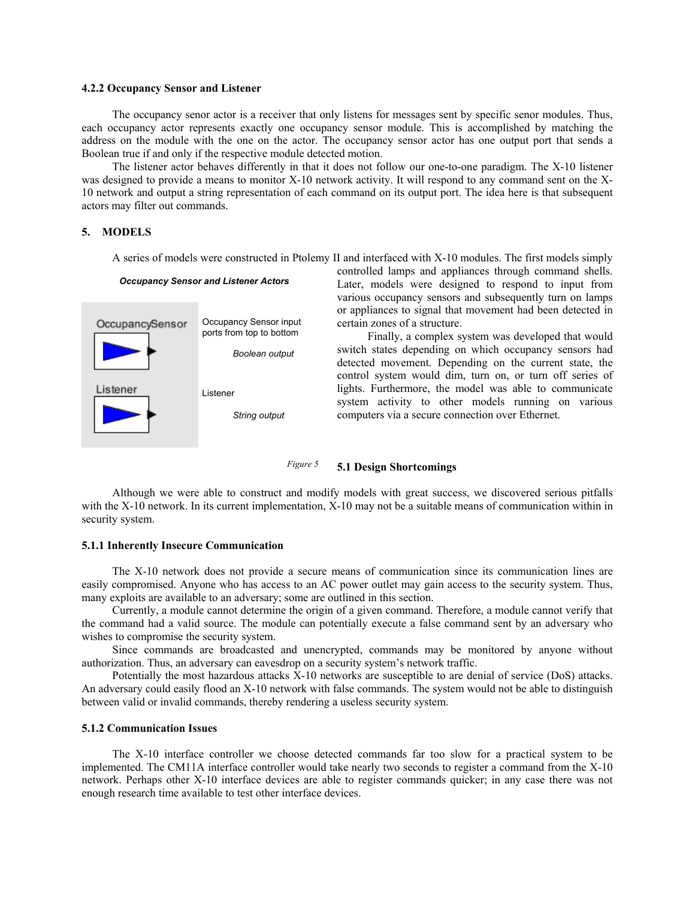### 4.2.2 Occupancy Sensor and Listener

The occupancy senor actor is a receiver that only listens for messages sent by specific senor modules. Thus, each occupancy actor represents exactly one occupancy sensor module. This is accomplished by matching the address on the module with the one on the actor. The occupancy sensor actor has one output port that sends a Boolean true if and only if the respective module detected motion.

The listener actor behaves differently in that it does not follow our one-to-one paradigm. The X-10 listener was designed to provide a means to monitor X-10 network activity. It will respond to any command sent on the X-10 network and output a string representation of each command on its output port. The idea here is that subsequent actors may filter out commands.

## 5. MODELS

A series of models were constructed in Ptolemy II and interfaced with X-10 modules. The first models simply controlled lamps and appliances through command shells. Later, models were designed to respond to input from various occupancy sensors and subsequently turn on lamps or appliances to signal that movement had been detected in certain zones of a structure.

Finally, a complex system was developed that would switch states depending on which occupancy sensors had detected movement. Depending on the current state, the control system would dim, turn on, or turn off series of lights. Furthermore, the model was able to communicate system activity to other models running on various computers via a secure connection over Ethernet.

***Occupancy Sensor and Listener Actors***

OccupancySensor — Occupancy Sensor input ports from top to bottom — *Boolean output*

Listener — Listener — *String output*

*Figure 5*

### 5.1 Design Shortcomings

Although we were able to construct and modify models with great success, we discovered serious pitfalls with the X-10 network. In its current implementation, X-10 may not be a suitable means of communication within in security system.

#### 5.1.1 Inherently Insecure Communication

The X-10 network does not provide a secure means of communication since its communication lines are easily compromised. Anyone who has access to an AC power outlet may gain access to the security system. Thus, many exploits are available to an adversary; some are outlined in this section.

Currently, a module cannot determine the origin of a given command. Therefore, a module cannot verify that the command had a valid source. The module can potentially execute a false command sent by an adversary who wishes to compromise the security system.

Since commands are broadcasted and unencrypted, commands may be monitored by anyone without authorization. Thus, an adversary can eavesdrop on a security system's network traffic.

Potentially the most hazardous attacks X-10 networks are susceptible to are denial of service (DoS) attacks. An adversary could easily flood an X-10 network with false commands. The system would not be able to distinguish between valid or invalid commands, thereby rendering a useless security system.

#### 5.1.2 Communication Issues

The X-10 interface controller we choose detected commands far too slow for a practical system to be implemented. The CM11A interface controller would take nearly two seconds to register a command from the X-10 network. Perhaps other X-10 interface devices are able to register commands quicker; in any case there was not enough research time available to test other interface devices.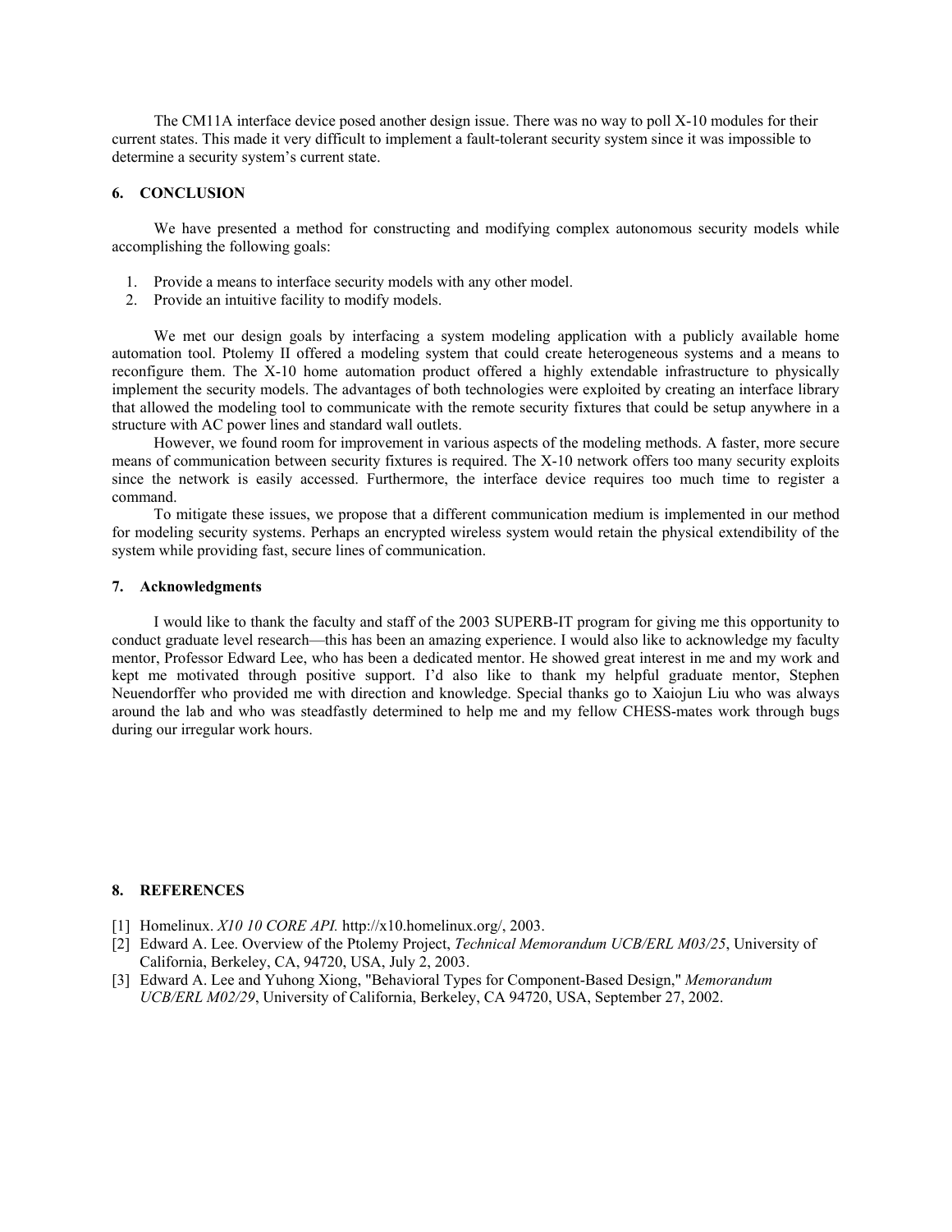The CM11A interface device posed another design issue. There was no way to poll X-10 modules for their current states. This made it very difficult to implement a fault-tolerant security system since it was impossible to determine a security system's current state.

## 6. CONCLUSION

We have presented a method for constructing and modifying complex autonomous security models while accomplishing the following goals:

1. Provide a means to interface security models with any other model.
2. Provide an intuitive facility to modify models.

We met our design goals by interfacing a system modeling application with a publicly available home automation tool. Ptolemy II offered a modeling system that could create heterogeneous systems and a means to reconfigure them. The X-10 home automation product offered a highly extendable infrastructure to physically implement the security models. The advantages of both technologies were exploited by creating an interface library that allowed the modeling tool to communicate with the remote security fixtures that could be setup anywhere in a structure with AC power lines and standard wall outlets.

However, we found room for improvement in various aspects of the modeling methods. A faster, more secure means of communication between security fixtures is required. The X-10 network offers too many security exploits since the network is easily accessed. Furthermore, the interface device requires too much time to register a command.

To mitigate these issues, we propose that a different communication medium is implemented in our method for modeling security systems. Perhaps an encrypted wireless system would retain the physical extendibility of the system while providing fast, secure lines of communication.

## 7. Acknowledgments

I would like to thank the faculty and staff of the 2003 SUPERB-IT program for giving me this opportunity to conduct graduate level research—this has been an amazing experience. I would also like to acknowledge my faculty mentor, Professor Edward Lee, who has been a dedicated mentor. He showed great interest in me and my work and kept me motivated through positive support. I'd also like to thank my helpful graduate mentor, Stephen Neuendorffer who provided me with direction and knowledge. Special thanks go to Xaiojun Liu who was always around the lab and who was steadfastly determined to help me and my fellow CHESS-mates work through bugs during our irregular work hours.

## 8. REFERENCES

[1] Homelinux. *X10 10 CORE API.* http://x10.homelinux.org/, 2003.

[2] Edward A. Lee. Overview of the Ptolemy Project, *Technical Memorandum UCB/ERL M03/25*, University of California, Berkeley, CA, 94720, USA, July 2, 2003.

[3] Edward A. Lee and Yuhong Xiong, "Behavioral Types for Component-Based Design," *Memorandum UCB/ERL M02/29*, University of California, Berkeley, CA 94720, USA, September 27, 2002.